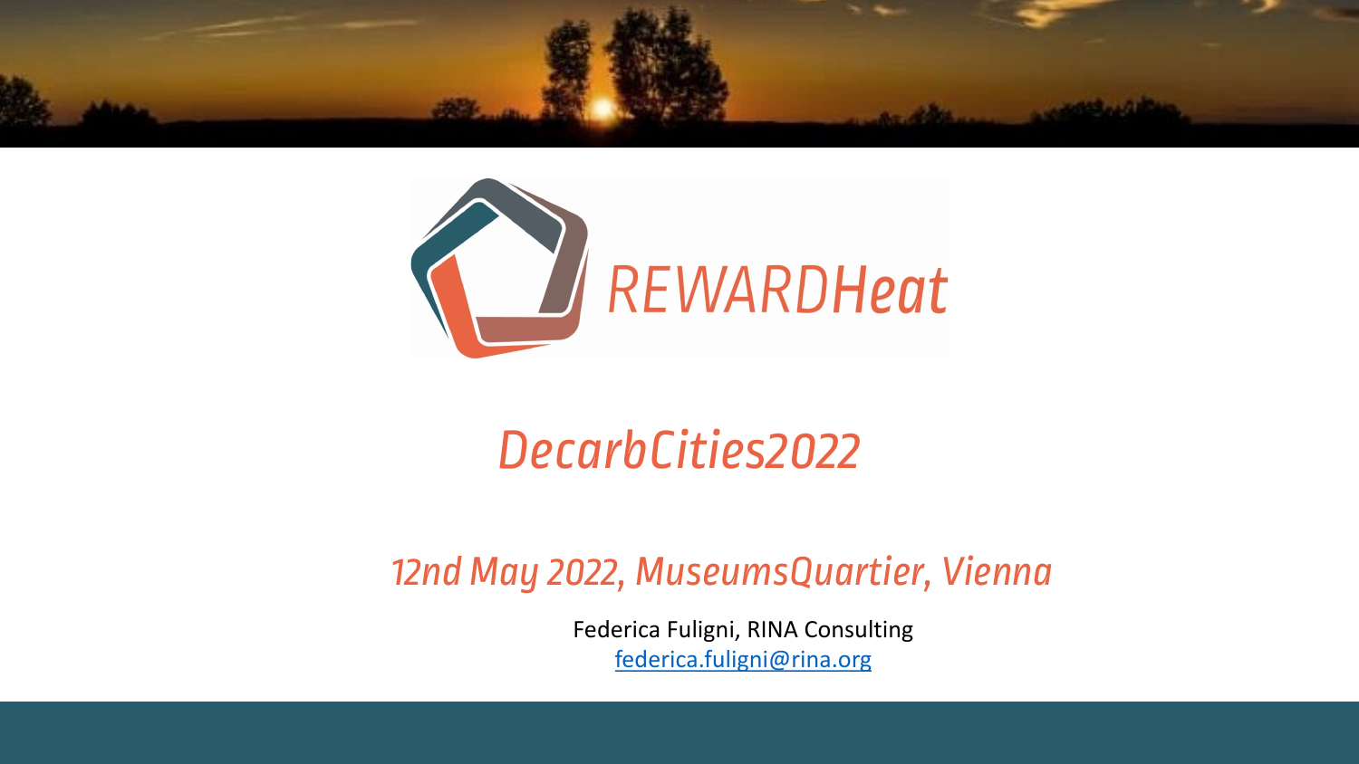# REWARDHeat

## DecarbCities2022

### 12nd May 2022, MuseumsQuartier, Vienna

Federica Fuligni, RINA Consulting

federica.fuligni@rina.org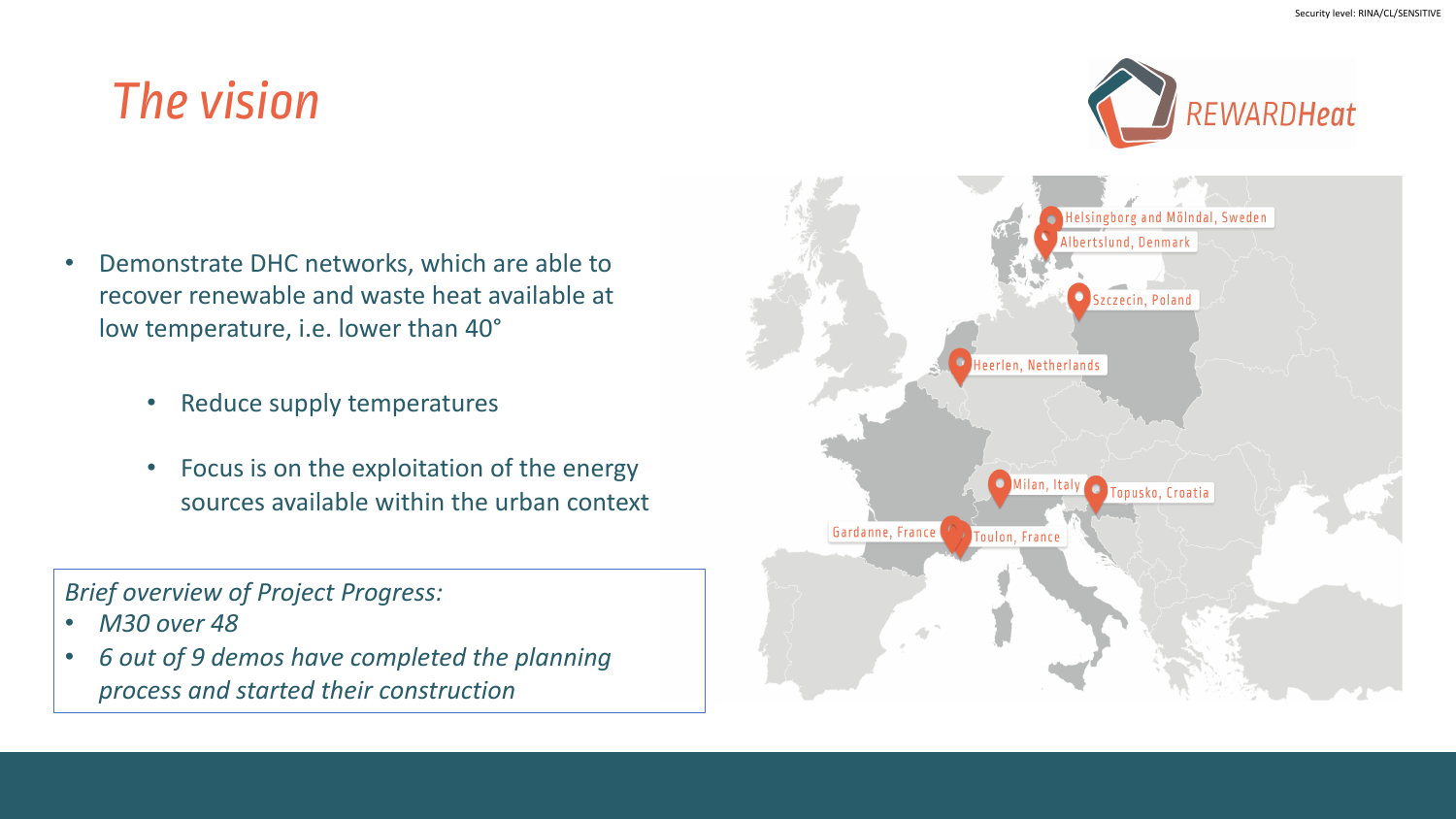# The vision

- Demonstrate DHC networks, which are able to recover renewable and waste heat available at low temperature, i.e. lower than 40°
  - Reduce supply temperatures
  - Focus is on the exploitation of the energy sources available within the urban context

*Brief overview of Project Progress:*

- *M30 over 48*
- *6 out of 9 demos have completed the planning process and started their construction*

Helsingborg and Mölndal, Sweden
Albertslund, Denmark
Szczecin, Poland
Heerlen, Netherlands
Milan, Italy
Topusko, Croatia
Gardanne, France
Toulon, France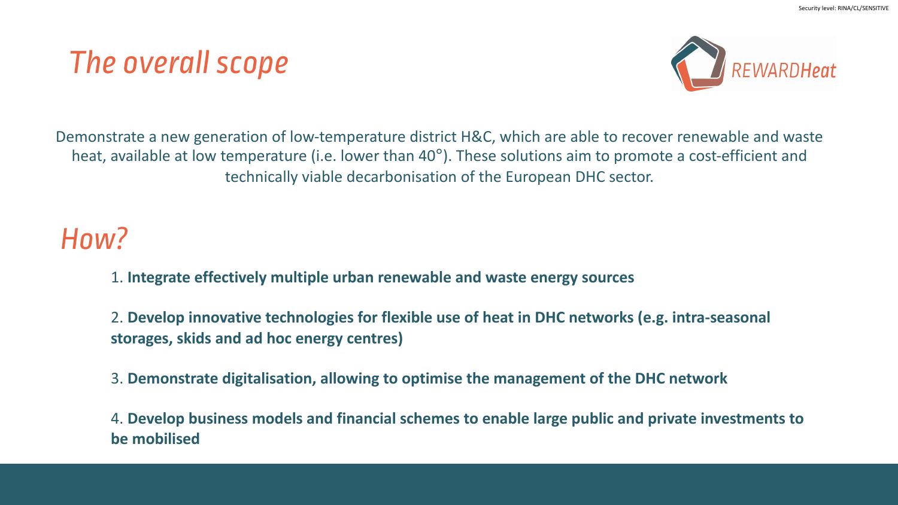# *The overall scope*

Demonstrate a new generation of low-temperature district H&C, which are able to recover renewable and waste heat, available at low temperature (i.e. lower than 40°). These solutions aim to promote a cost-efficient and technically viable decarbonisation of the European DHC sector.

## *How?*

1. **Integrate effectively multiple urban renewable and waste energy sources**

2. **Develop innovative technologies for flexible use of heat in DHC networks (e.g. intra-seasonal storages, skids and ad hoc energy centres)**

3. **Demonstrate digitalisation, allowing to optimise the management of the DHC network**

4. **Develop business models and financial schemes to enable large public and private investments to be mobilised**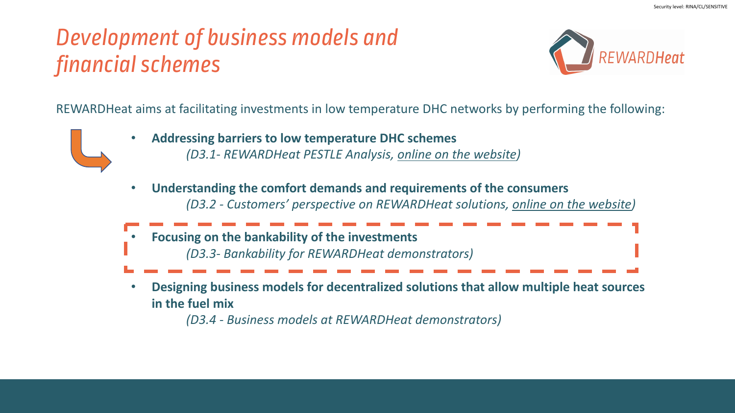# *Development of business models and financial schemes*

REWARDHeat aims at facilitating investments in low temperature DHC networks by performing the following:

- **Addressing barriers to low temperature DHC schemes**
  *(D3.1- REWARDHeat PESTLE Analysis, online on the website)*

- **Understanding the comfort demands and requirements of the consumers**
  *(D3.2 - Customers' perspective on REWARDHeat solutions, online on the website)*

- **Focusing on the bankability of the investments**
  *(D3.3- Bankability for REWARDHeat demonstrators)*

- **Designing business models for decentralized solutions that allow multiple heat sources in the fuel mix**
  *(D3.4 - Business models at REWARDHeat demonstrators)*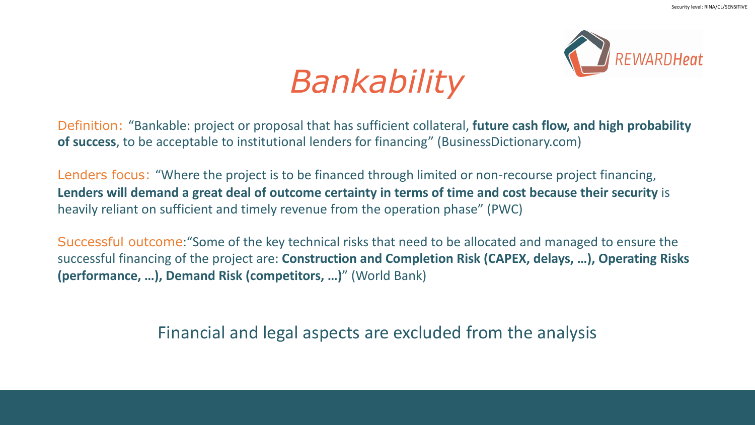# *Bankability*

Definition: "Bankable: project or proposal that has sufficient collateral, **future cash flow, and high probability of success**, to be acceptable to institutional lenders for financing" (BusinessDictionary.com)

Lenders focus: "Where the project is to be financed through limited or non-recourse project financing, **Lenders will demand a great deal of outcome certainty in terms of time and cost because their security** is heavily reliant on sufficient and timely revenue from the operation phase" (PWC)

Successful outcome: "Some of the key technical risks that need to be allocated and managed to ensure the successful financing of the project are: **Construction and Completion Risk (CAPEX, delays, …), Operating Risks (performance, …), Demand Risk (competitors, …)**" (World Bank)

Financial and legal aspects are excluded from the analysis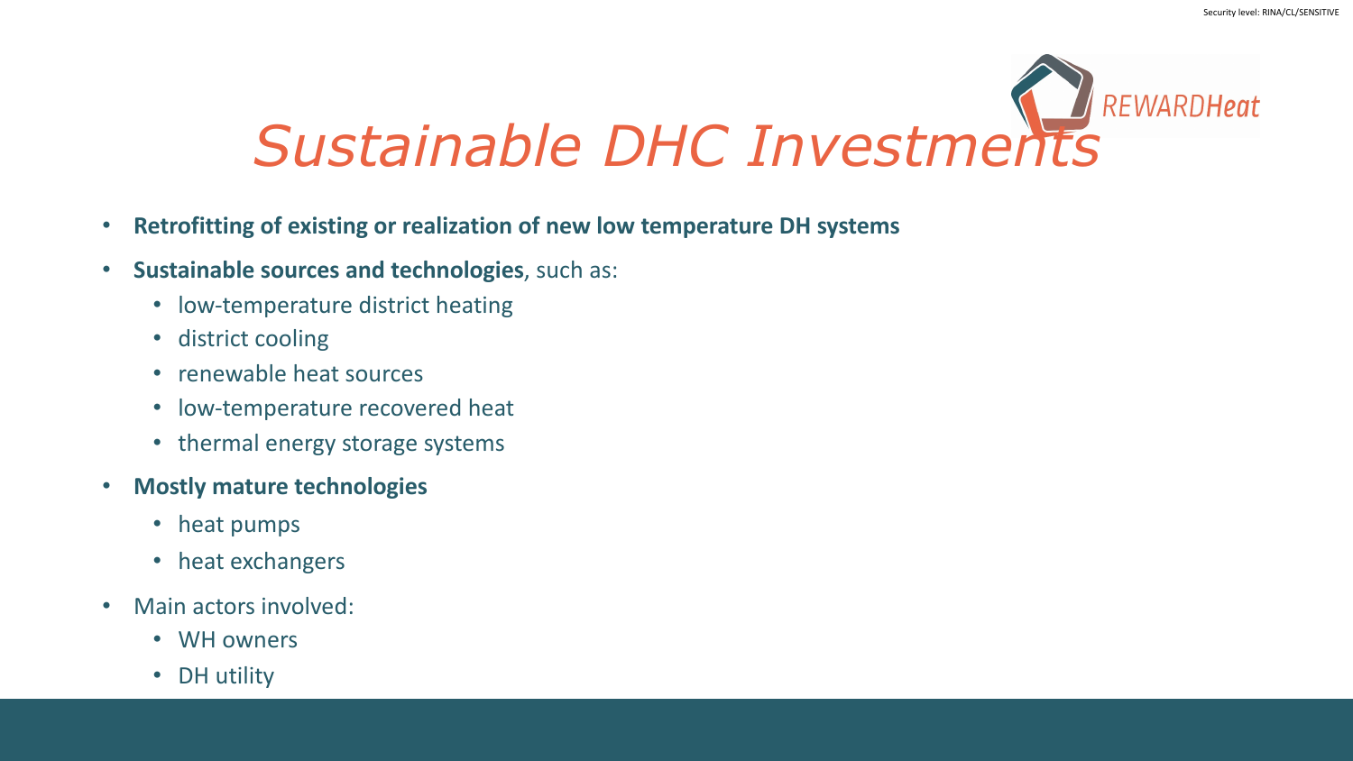# *Sustainable DHC Investments*

- **Retrofitting of existing or realization of new low temperature DH systems**
- **Sustainable sources and technologies**, such as:
  - low-temperature district heating
  - district cooling
  - renewable heat sources
  - low-temperature recovered heat
  - thermal energy storage systems
- **Mostly mature technologies**
  - heat pumps
  - heat exchangers
- Main actors involved:
  - WH owners
  - DH utility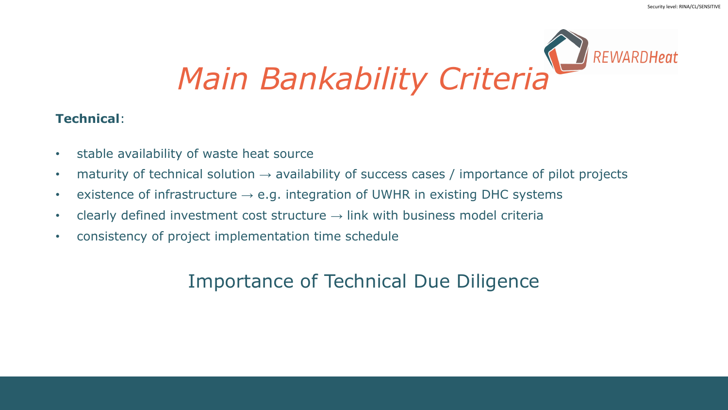# *Main Bankability Criteria*

**Technical**:

- stable availability of waste heat source
- maturity of technical solution → availability of success cases / importance of pilot projects
- existence of infrastructure → e.g. integration of UWHR in existing DHC systems
- clearly defined investment cost structure → link with business model criteria
- consistency of project implementation time schedule

Importance of Technical Due Diligence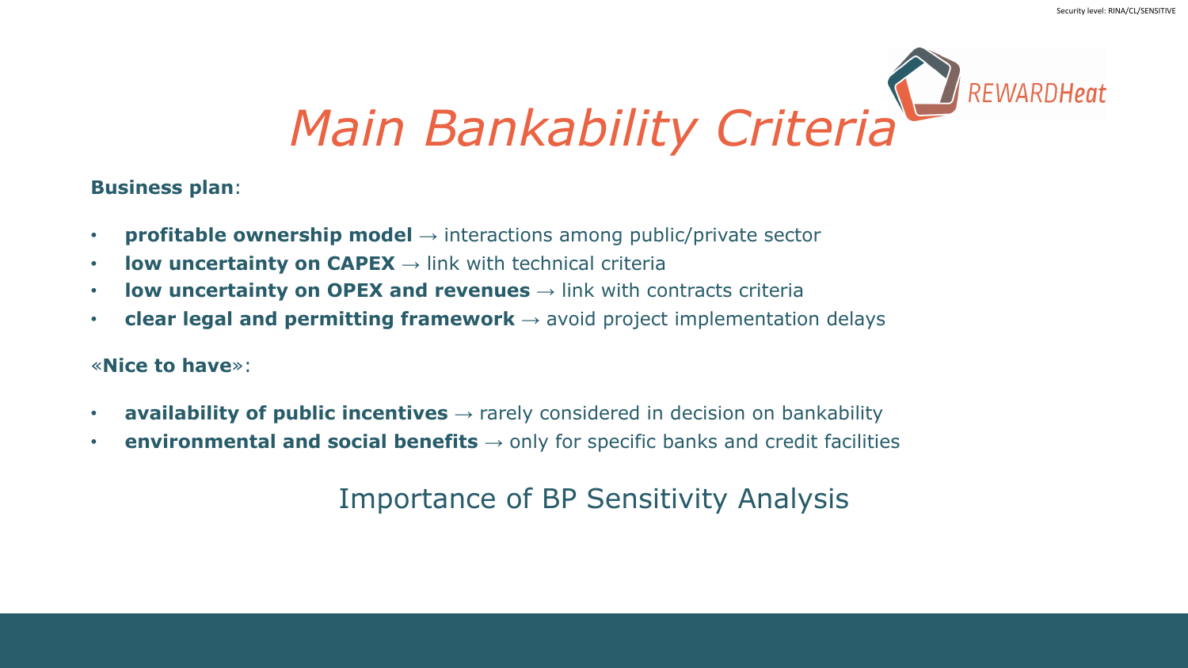# *Main Bankability Criteria*

**Business plan**:

- **profitable ownership model** → interactions among public/private sector
- **low uncertainty on CAPEX** → link with technical criteria
- **low uncertainty on OPEX and revenues** → link with contracts criteria
- **clear legal and permitting framework** → avoid project implementation delays

«**Nice to have**»:

- **availability of public incentives** → rarely considered in decision on bankability
- **environmental and social benefits** → only for specific banks and credit facilities

Importance of BP Sensitivity Analysis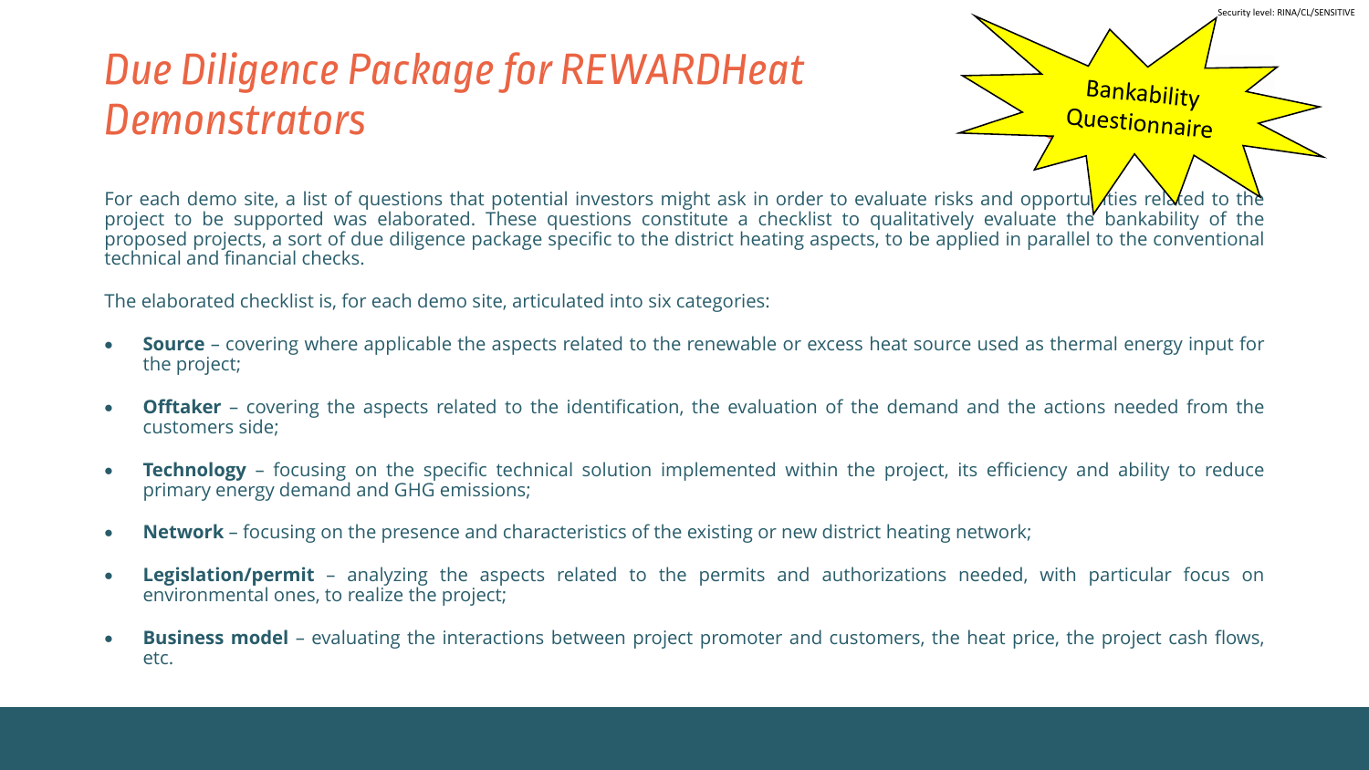# *Due Diligence Package for REWARDHeat Demonstrators*

Bankability Questionnaire

For each demo site, a list of questions that potential investors might ask in order to evaluate risks and opportunities related to the project to be supported was elaborated. These questions constitute a checklist to qualitatively evaluate the bankability of the proposed projects, a sort of due diligence package specific to the district heating aspects, to be applied in parallel to the conventional technical and financial checks.

The elaborated checklist is, for each demo site, articulated into six categories:

- **Source** – covering where applicable the aspects related to the renewable or excess heat source used as thermal energy input for the project;
- **Offtaker** – covering the aspects related to the identification, the evaluation of the demand and the actions needed from the customers side;
- **Technology** – focusing on the specific technical solution implemented within the project, its efficiency and ability to reduce primary energy demand and GHG emissions;
- **Network** – focusing on the presence and characteristics of the existing or new district heating network;
- **Legislation/permit** – analyzing the aspects related to the permits and authorizations needed, with particular focus on environmental ones, to realize the project;
- **Business model** – evaluating the interactions between project promoter and customers, the heat price, the project cash flows, etc.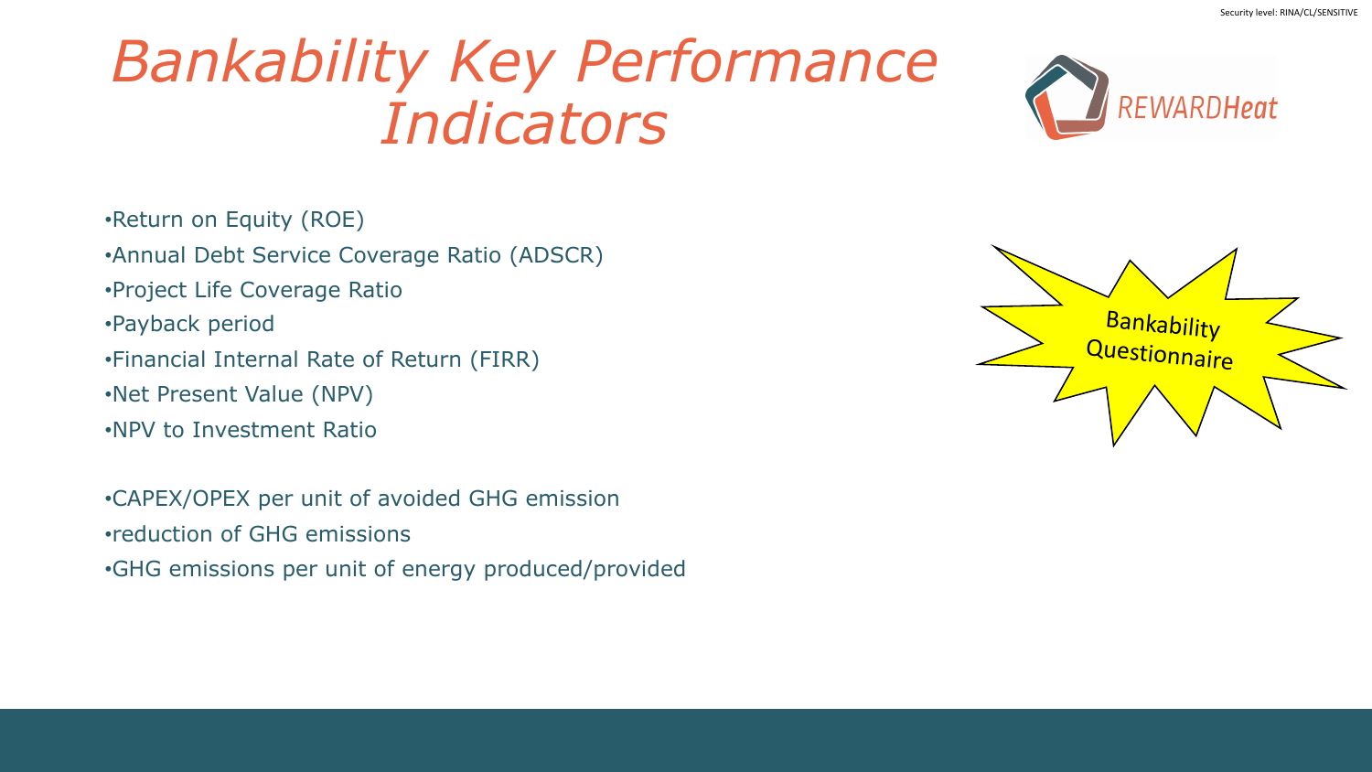# *Bankability Key Performance Indicators*

- Return on Equity (ROE)
- Annual Debt Service Coverage Ratio (ADSCR)
- Project Life Coverage Ratio
- Payback period
- Financial Internal Rate of Return (FIRR)
- Net Present Value (NPV)
- NPV to Investment Ratio

- CAPEX/OPEX per unit of avoided GHG emission
- reduction of GHG emissions
- GHG emissions per unit of energy produced/provided

Bankability Questionnaire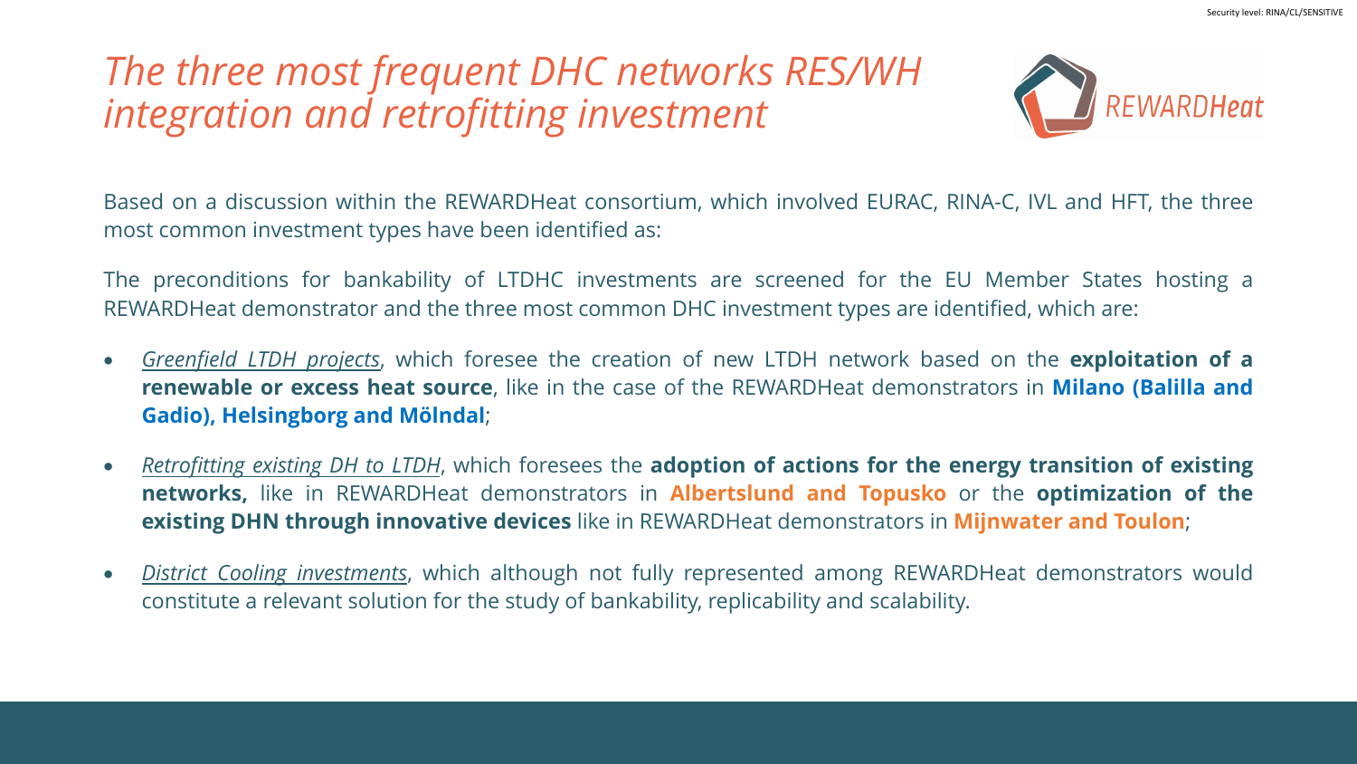# *The three most frequent DHC networks RES/WH integration and retrofitting investment*

Based on a discussion within the REWARDHeat consortium, which involved EURAC, RINA-C, IVL and HFT, the three most common investment types have been identified as:

The preconditions for bankability of LTDHC investments are screened for the EU Member States hosting a REWARDHeat demonstrator and the three most common DHC investment types are identified, which are:

- *Greenfield LTDH projects*, which foresee the creation of new LTDH network based on the **exploitation of a renewable or excess heat source**, like in the case of the REWARDHeat demonstrators in **Milano (Balilla and Gadio), Helsingborg and Mölndal**;
- *Retrofitting existing DH to LTDH*, which foresees the **adoption of actions for the energy transition of existing networks,** like in REWARDHeat demonstrators in **Albertslund and Topusko** or the **optimization of the existing DHN through innovative devices** like in REWARDHeat demonstrators in **Mijnwater and Toulon**;
- *District Cooling investments*, which although not fully represented among REWARDHeat demonstrators would constitute a relevant solution for the study of bankability, replicability and scalability.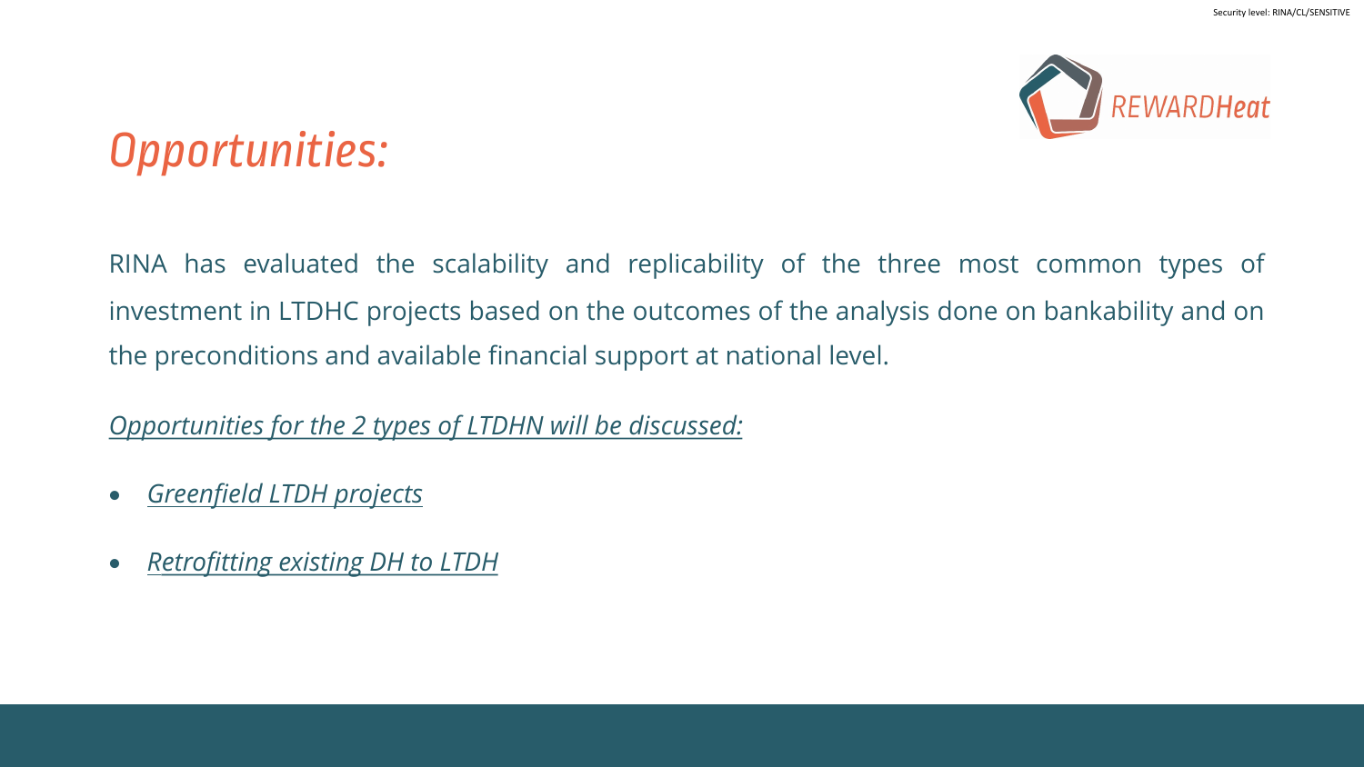# *Opportunities:*

RINA has evaluated the scalability and replicability of the three most common types of investment in LTDHC projects based on the outcomes of the analysis done on bankability and on the preconditions and available financial support at national level.

*Opportunities for the 2 types of LTDHN will be discussed:*

- *Greenfield LTDH projects*
- *Retrofitting existing DH to LTDH*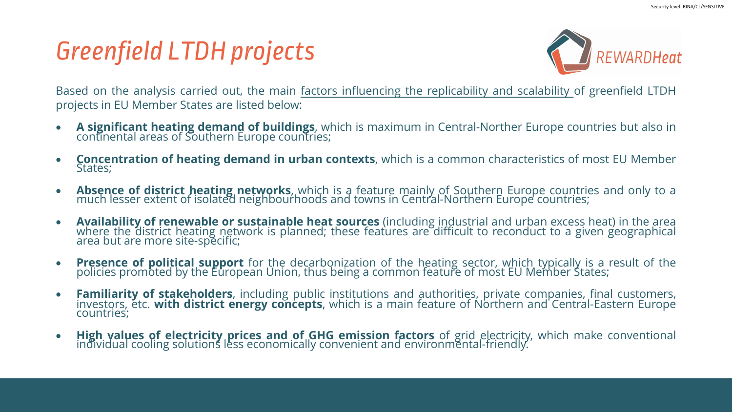# Greenfield LTDH projects

Based on the analysis carried out, the main factors influencing the replicability and scalability of greenfield LTDH projects in EU Member States are listed below:

- **A significant heating demand of buildings**, which is maximum in Central-Norther Europe countries but also in continental areas of Southern Europe countries;
- **Concentration of heating demand in urban contexts**, which is a common characteristics of most EU Member States;
- **Absence of district heating networks**, which is a feature mainly of Southern Europe countries and only to a much lesser extent of isolated neighbourhoods and towns in Central-Northern Europe countries;
- **Availability of renewable or sustainable heat sources** (including industrial and urban excess heat) in the area where the district heating network is planned; these features are difficult to reconduct to a given geographical area but are more site-specific;
- **Presence of political support** for the decarbonization of the heating sector, which typically is a result of the policies promoted by the European Union, thus being a common feature of most EU Member States;
- **Familiarity of stakeholders**, including public institutions and authorities, private companies, final customers, investors, etc. **with district energy concepts**, which is a main feature of Northern and Central-Eastern Europe countries;
- **High values of electricity prices and of GHG emission factors** of grid electricity, which make conventional individual cooling solutions less economically convenient and environmental-friendly.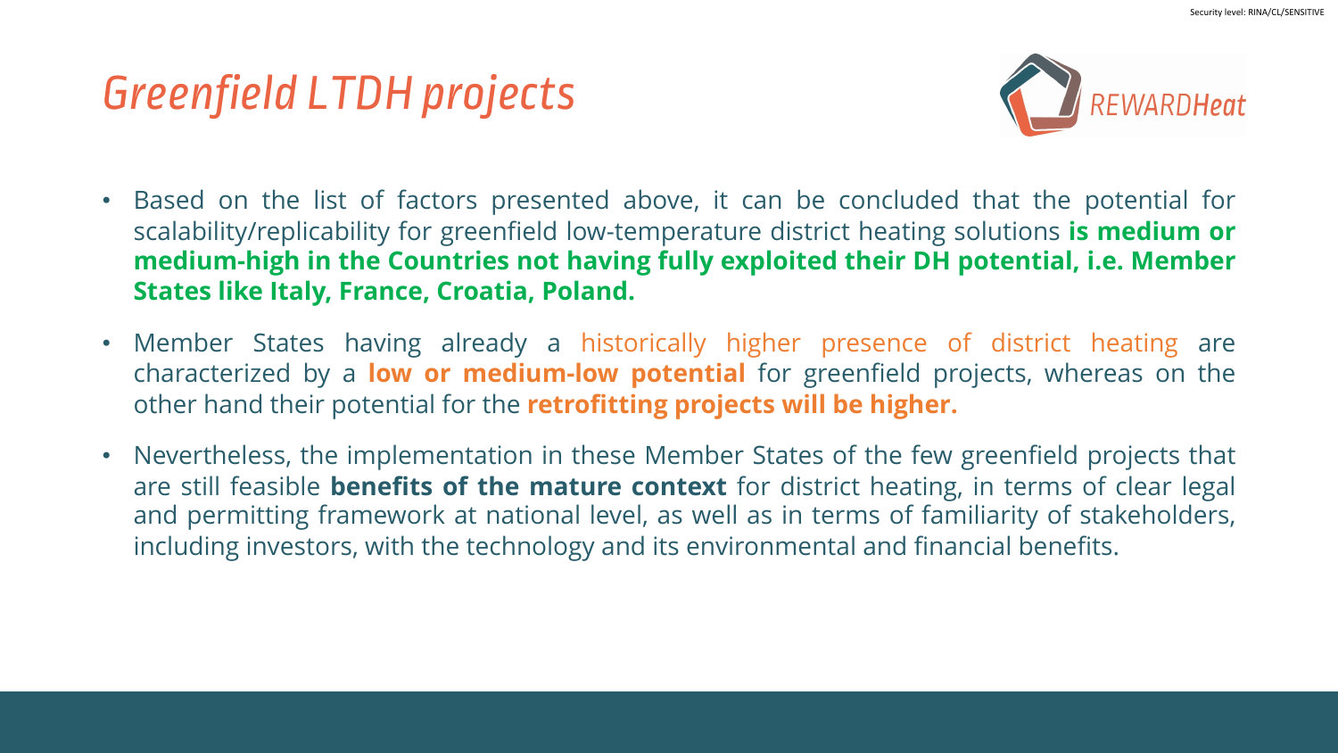# *Greenfield LTDH projects*

- Based on the list of factors presented above, it can be concluded that the potential for scalability/replicability for greenfield low-temperature district heating solutions **is medium or medium-high in the Countries not having fully exploited their DH potential, i.e. Member States like Italy, France, Croatia, Poland.**
- Member States having already a historically higher presence of district heating are characterized by a **low or medium-low potential** for greenfield projects, whereas on the other hand their potential for the **retrofitting projects will be higher.**
- Nevertheless, the implementation in these Member States of the few greenfield projects that are still feasible **benefits of the mature context** for district heating, in terms of clear legal and permitting framework at national level, as well as in terms of familiarity of stakeholders, including investors, with the technology and its environmental and financial benefits.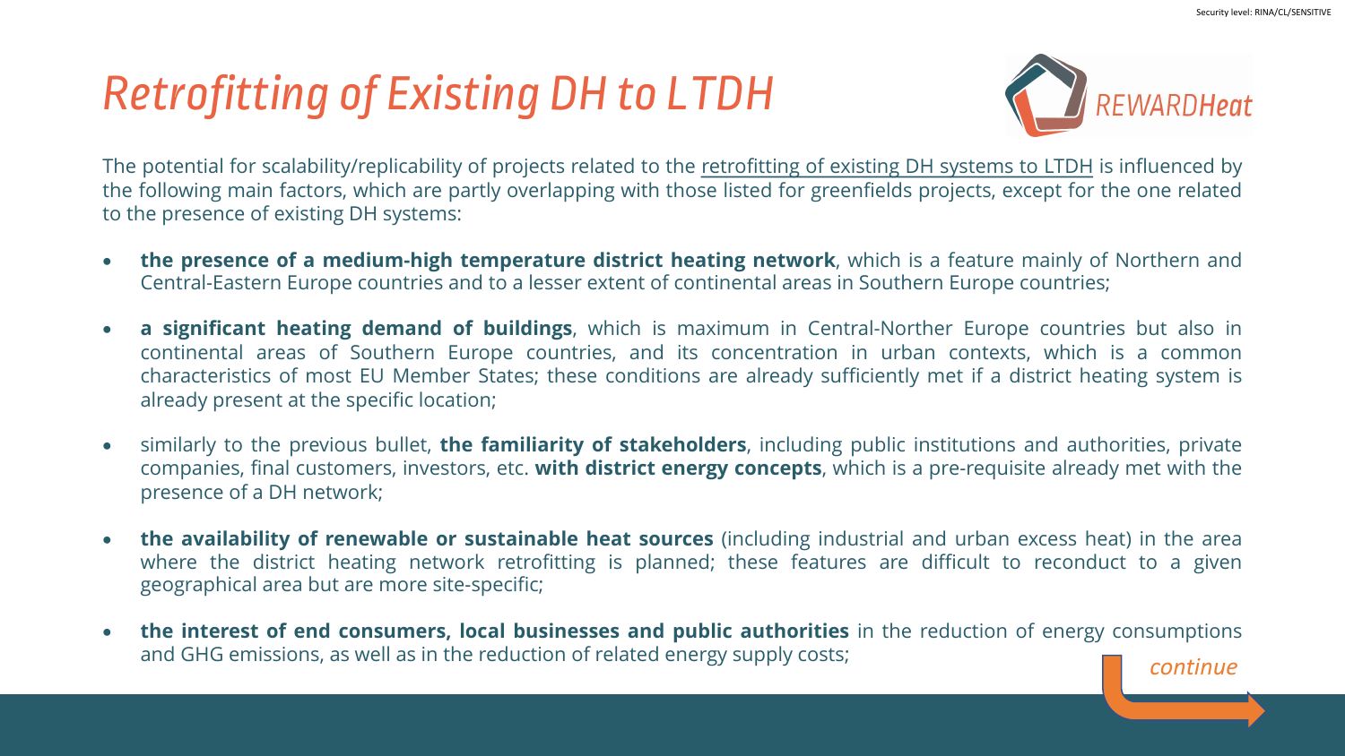# Retrofitting of Existing DH to LTDH

The potential for scalability/replicability of projects related to the retrofitting of existing DH systems to LTDH is influenced by the following main factors, which are partly overlapping with those listed for greenfields projects, except for the one related to the presence of existing DH systems:

- **the presence of a medium-high temperature district heating network**, which is a feature mainly of Northern and Central-Eastern Europe countries and to a lesser extent of continental areas in Southern Europe countries;
- **a significant heating demand of buildings**, which is maximum in Central-Norther Europe countries but also in continental areas of Southern Europe countries, and its concentration in urban contexts, which is a common characteristics of most EU Member States; these conditions are already sufficiently met if a district heating system is already present at the specific location;
- similarly to the previous bullet, **the familiarity of stakeholders**, including public institutions and authorities, private companies, final customers, investors, etc. **with district energy concepts**, which is a pre-requisite already met with the presence of a DH network;
- **the availability of renewable or sustainable heat sources** (including industrial and urban excess heat) in the area where the district heating network retrofitting is planned; these features are difficult to reconduct to a given geographical area but are more site-specific;
- **the interest of end consumers, local businesses and public authorities** in the reduction of energy consumptions and GHG emissions, as well as in the reduction of related energy supply costs;

*continue*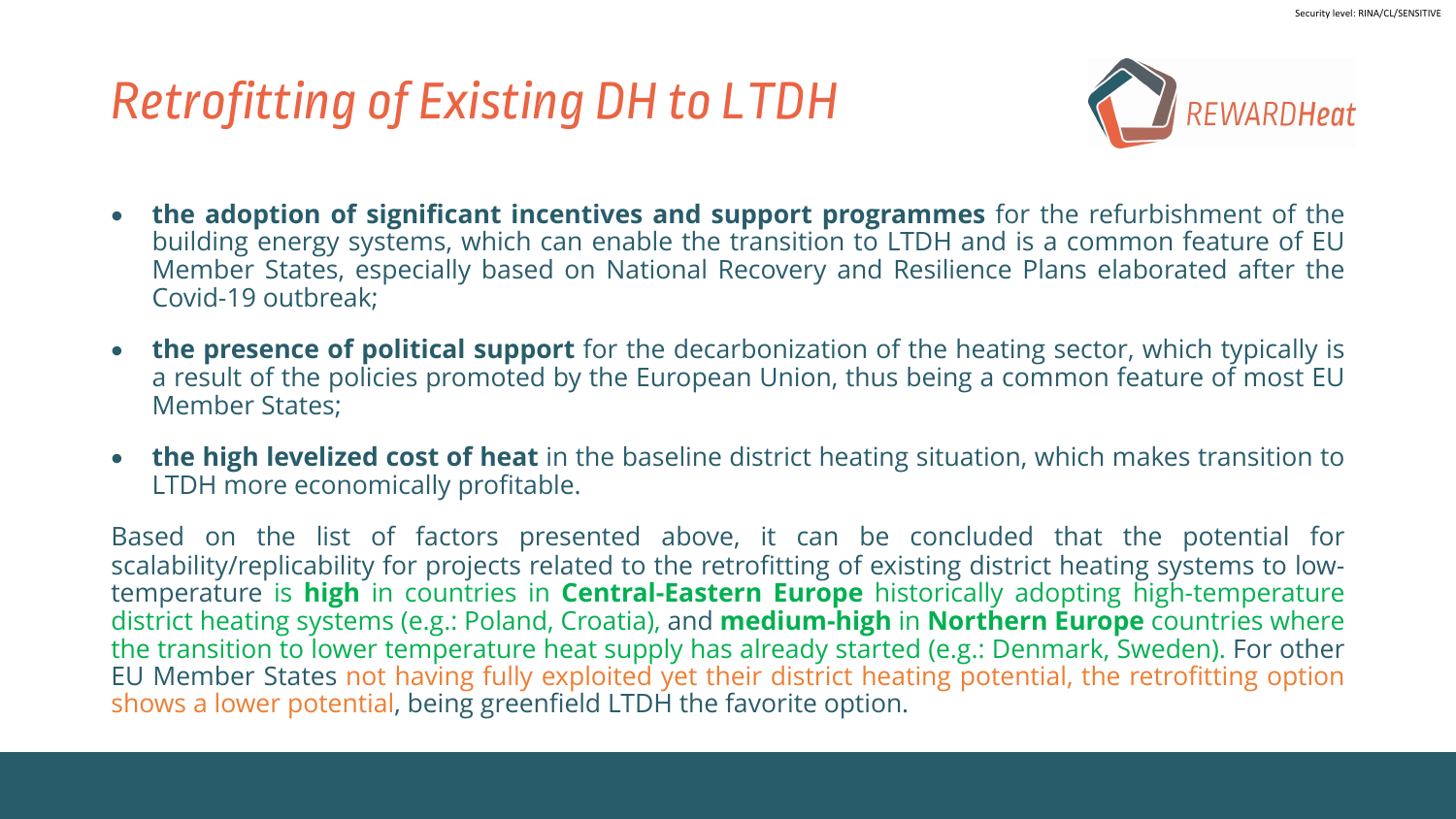# Retrofitting of Existing DH to LTDH

- **the adoption of significant incentives and support programmes** for the refurbishment of the building energy systems, which can enable the transition to LTDH and is a common feature of EU Member States, especially based on National Recovery and Resilience Plans elaborated after the Covid-19 outbreak;
- **the presence of political support** for the decarbonization of the heating sector, which typically is a result of the policies promoted by the European Union, thus being a common feature of most EU Member States;
- **the high levelized cost of heat** in the baseline district heating situation, which makes transition to LTDH more economically profitable.

Based on the list of factors presented above, it can be concluded that the potential for scalability/replicability for projects related to the retrofitting of existing district heating systems to low-temperature is **high** in countries in **Central-Eastern Europe** historically adopting high-temperature district heating systems (e.g.: Poland, Croatia), and **medium-high** in **Northern Europe** countries where the transition to lower temperature heat supply has already started (e.g.: Denmark, Sweden). For other EU Member States not having fully exploited yet their district heating potential, the retrofitting option shows a lower potential, being greenfield LTDH the favorite option.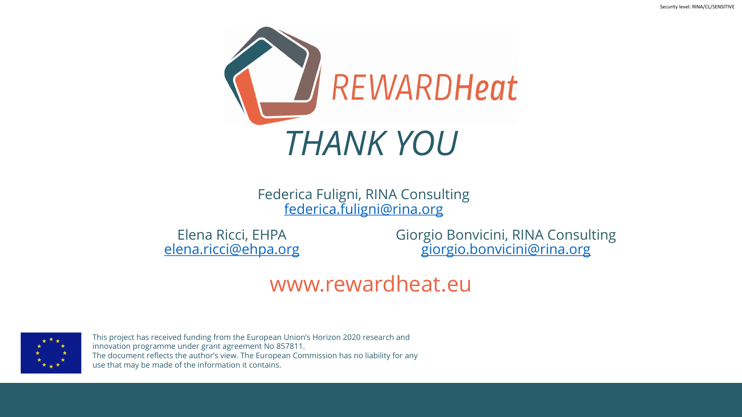REWARDHeat

# *THANK YOU*

Federica Fuligni, RINA Consulting
federica.fuligni@rina.org

Elena Ricci, EHPA
elena.ricci@ehpa.org

Giorgio Bonvicini, RINA Consulting
giorgio.bonvicini@rina.org

www.rewardheat.eu

This project has received funding from the European Union's Horizon 2020 research and innovation programme under grant agreement No 857811.
The document reflects the author's view. The European Commission has no liability for any use that may be made of the information it contains.